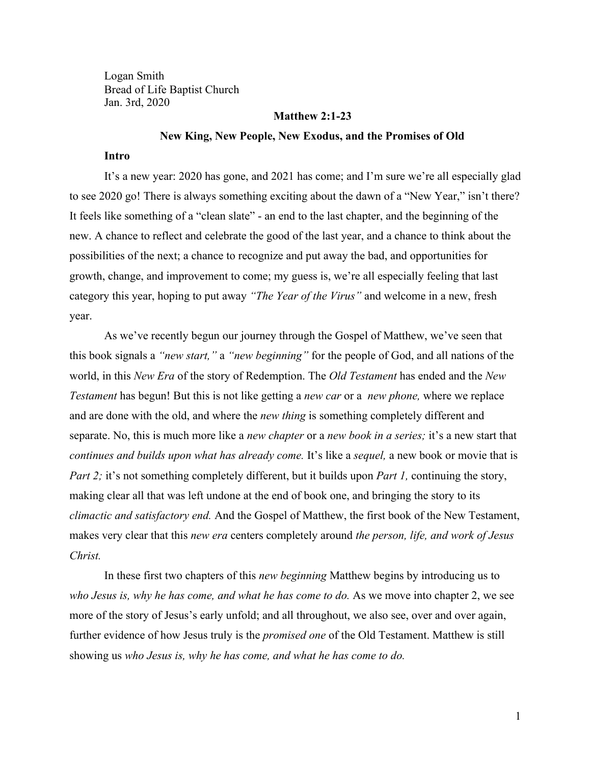Logan Smith
Bread of Life Baptist Church
Jan. 3rd, 2020

**Matthew 2:1-23**

**New King, New People, New Exodus, and the Promises of Old**

**Intro**

It's a new year: 2020 has gone, and 2021 has come; and I'm sure we're all especially glad to see 2020 go! There is always something exciting about the dawn of a "New Year," isn't there? It feels like something of a "clean slate" - an end to the last chapter, and the beginning of the new. A chance to reflect and celebrate the good of the last year, and a chance to think about the possibilities of the next; a chance to recognize and put away the bad, and opportunities for growth, change, and improvement to come; my guess is, we're all especially feeling that last category this year, hoping to put away *"The Year of the Virus"* and welcome in a new, fresh year.

As we've recently begun our journey through the Gospel of Matthew, we've seen that this book signals a *"new start,"* a *"new beginning"* for the people of God, and all nations of the world, in this *New Era* of the story of Redemption. The *Old Testament* has ended and the *New Testament* has begun! But this is not like getting a *new car* or a *new phone,* where we replace and are done with the old, and where the *new thing* is something completely different and separate. No, this is much more like a *new chapter* or a *new book in a series;* it's a new start that *continues and builds upon what has already come.* It's like a *sequel,* a new book or movie that is *Part 2;* it's not something completely different, but it builds upon *Part 1,* continuing the story, making clear all that was left undone at the end of book one, and bringing the story to its *climactic and satisfactory end.* And the Gospel of Matthew, the first book of the New Testament, makes very clear that this *new era* centers completely around *the person, life, and work of Jesus Christ.*

In these first two chapters of this *new beginning* Matthew begins by introducing us to *who Jesus is, why he has come, and what he has come to do.* As we move into chapter 2, we see more of the story of Jesus's early unfold; and all throughout, we also see, over and over again, further evidence of how Jesus truly is the *promised one* of the Old Testament. Matthew is still showing us *who Jesus is, why he has come, and what he has come to do.*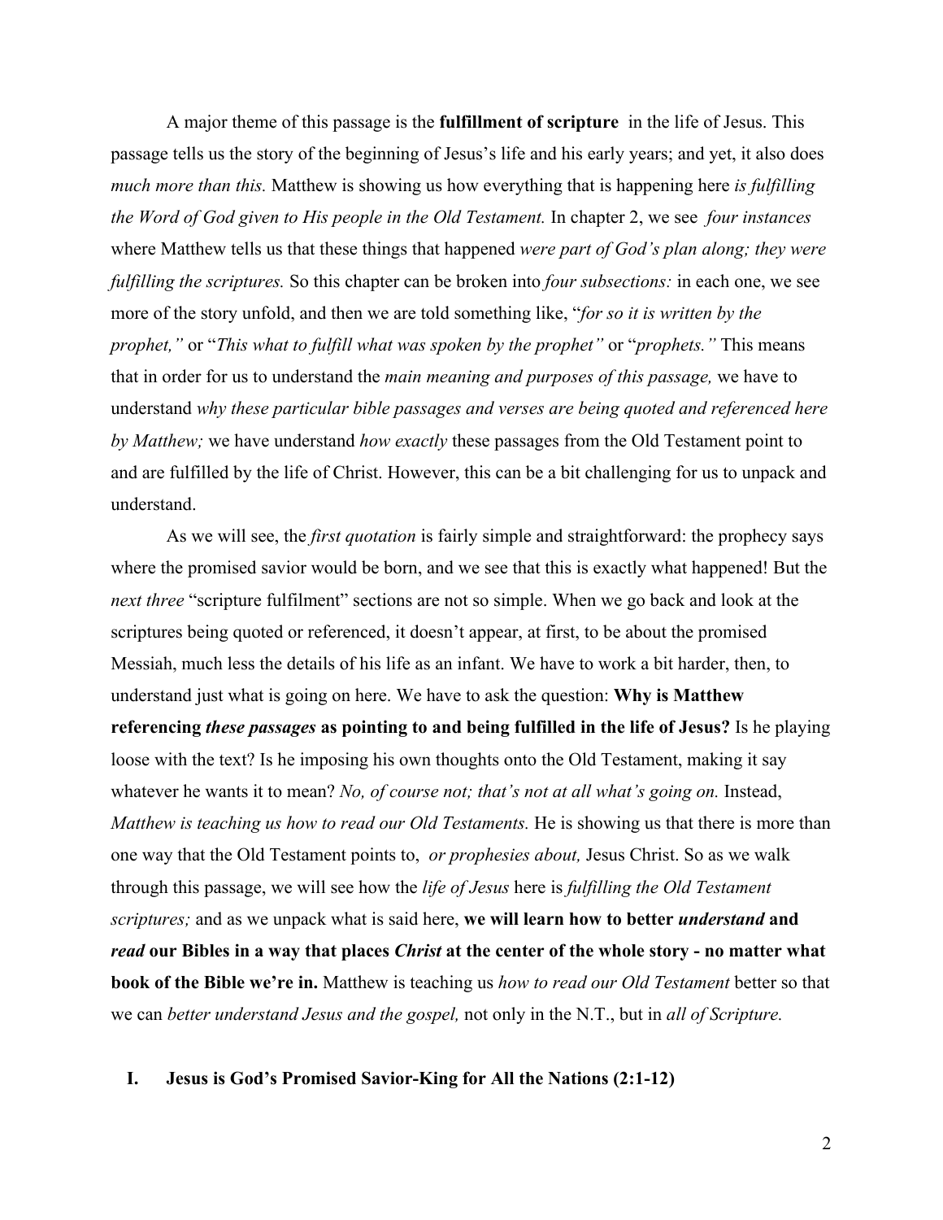A major theme of this passage is the **fulfillment of scripture** in the life of Jesus. This passage tells us the story of the beginning of Jesus's life and his early years; and yet, it also does *much more than this.* Matthew is showing us how everything that is happening here *is fulfilling the Word of God given to His people in the Old Testament.* In chapter 2, we see *four instances* where Matthew tells us that these things that happened *were part of God's plan along; they were fulfilling the scriptures.* So this chapter can be broken into *four subsections:* in each one, we see more of the story unfold, and then we are told something like, "*for so it is written by the prophet,"* or "*This what to fulfill what was spoken by the prophet"* or "*prophets."* This means that in order for us to understand the *main meaning and purposes of this passage,* we have to understand *why these particular bible passages and verses are being quoted and referenced here by Matthew;* we have understand *how exactly* these passages from the Old Testament point to and are fulfilled by the life of Christ. However, this can be a bit challenging for us to unpack and understand.

As we will see, the *first quotation* is fairly simple and straightforward: the prophecy says where the promised savior would be born, and we see that this is exactly what happened! But the *next three* "scripture fulfilment" sections are not so simple. When we go back and look at the scriptures being quoted or referenced, it doesn't appear, at first, to be about the promised Messiah, much less the details of his life as an infant. We have to work a bit harder, then, to understand just what is going on here. We have to ask the question: **Why is Matthew referencing *these passages* as pointing to and being fulfilled in the life of Jesus?** Is he playing loose with the text? Is he imposing his own thoughts onto the Old Testament, making it say whatever he wants it to mean? *No, of course not; that's not at all what's going on.* Instead, *Matthew is teaching us how to read our Old Testaments.* He is showing us that there is more than one way that the Old Testament points to, *or prophesies about,* Jesus Christ. So as we walk through this passage, we will see how the *life of Jesus* here is *fulfilling the Old Testament scriptures;* and as we unpack what is said here, **we will learn how to better *understand* and *read* our Bibles in a way that places *Christ* at the center of the whole story - no matter what book of the Bible we're in.** Matthew is teaching us *how to read our Old Testament* better so that we can *better understand Jesus and the gospel,* not only in the N.T., but in *all of Scripture.*

## I. Jesus is God's Promised Savior-King for All the Nations (2:1-12)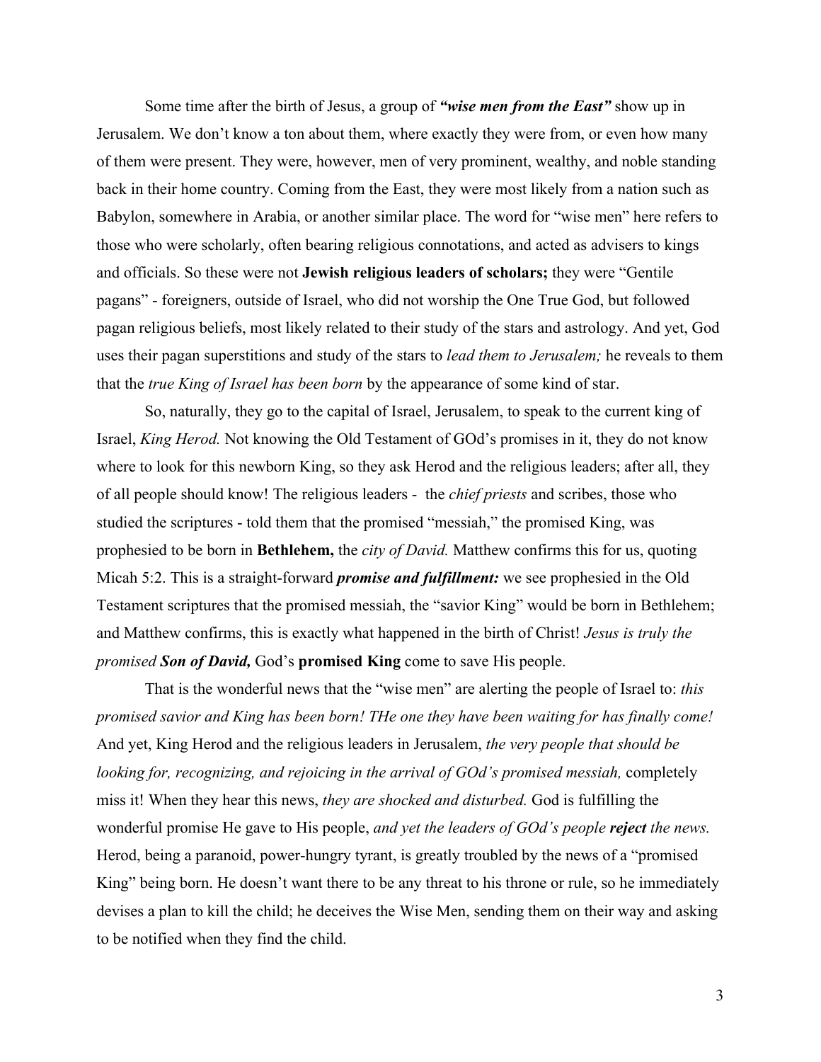Some time after the birth of Jesus, a group of ***"wise men from the East"*** show up in Jerusalem. We don't know a ton about them, where exactly they were from, or even how many of them were present. They were, however, men of very prominent, wealthy, and noble standing back in their home country. Coming from the East, they were most likely from a nation such as Babylon, somewhere in Arabia, or another similar place. The word for "wise men" here refers to those who were scholarly, often bearing religious connotations, and acted as advisers to kings and officials. So these were not **Jewish religious leaders of scholars;** they were "Gentile pagans" - foreigners, outside of Israel, who did not worship the One True God, but followed pagan religious beliefs, most likely related to their study of the stars and astrology. And yet, God uses their pagan superstitions and study of the stars to *lead them to Jerusalem;* he reveals to them that the *true King of Israel has been born* by the appearance of some kind of star.

So, naturally, they go to the capital of Israel, Jerusalem, to speak to the current king of Israel, *King Herod.* Not knowing the Old Testament of GOd's promises in it, they do not know where to look for this newborn King, so they ask Herod and the religious leaders; after all, they of all people should know! The religious leaders - the *chief priests* and scribes, those who studied the scriptures - told them that the promised "messiah," the promised King, was prophesied to be born in **Bethlehem,** the *city of David.* Matthew confirms this for us, quoting Micah 5:2. This is a straight-forward ***promise and fulfillment:*** we see prophesied in the Old Testament scriptures that the promised messiah, the "savior King" would be born in Bethlehem; and Matthew confirms, this is exactly what happened in the birth of Christ! *Jesus is truly the promised **Son of David,*** God's **promised King** come to save His people.

That is the wonderful news that the "wise men" are alerting the people of Israel to: *this promised savior and King has been born! THe one they have been waiting for has finally come!* And yet, King Herod and the religious leaders in Jerusalem, *the very people that should be looking for, recognizing, and rejoicing in the arrival of GOd's promised messiah,* completely miss it! When they hear this news, *they are shocked and disturbed.* God is fulfilling the wonderful promise He gave to His people, *and yet the leaders of GOd's people **reject** the news.* Herod, being a paranoid, power-hungry tyrant, is greatly troubled by the news of a "promised King" being born. He doesn't want there to be any threat to his throne or rule, so he immediately devises a plan to kill the child; he deceives the Wise Men, sending them on their way and asking to be notified when they find the child.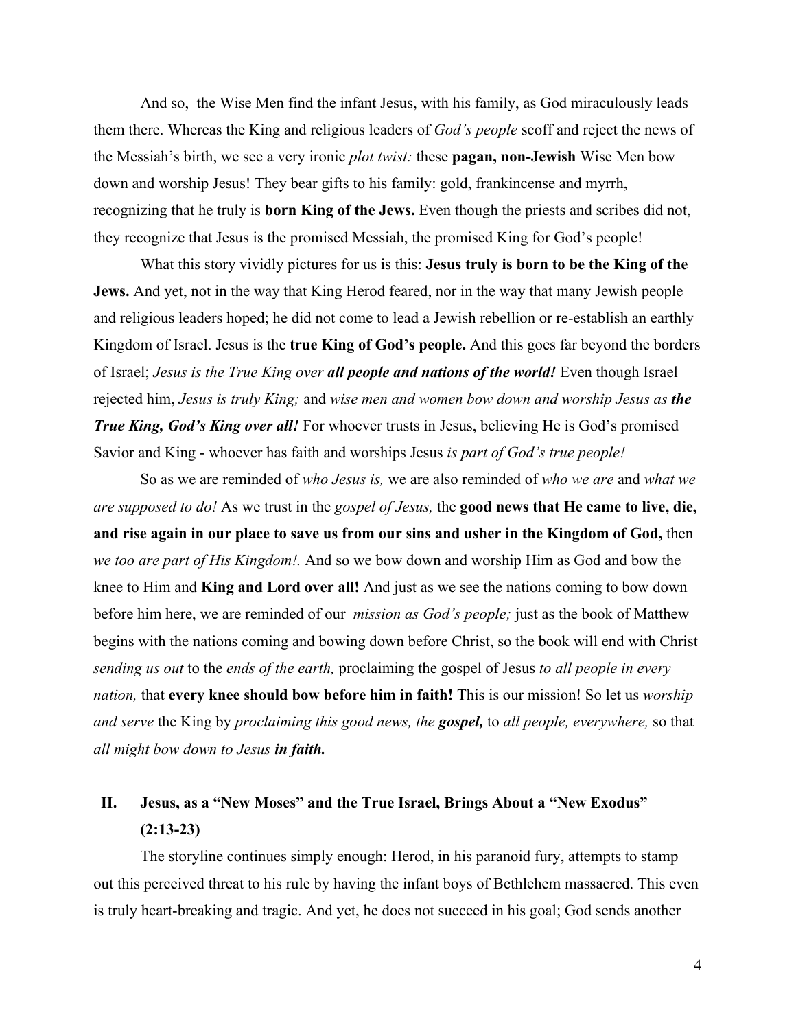And so, the Wise Men find the infant Jesus, with his family, as God miraculously leads them there. Whereas the King and religious leaders of *God's people* scoff and reject the news of the Messiah's birth, we see a very ironic *plot twist:* these **pagan, non-Jewish** Wise Men bow down and worship Jesus! They bear gifts to his family: gold, frankincense and myrrh, recognizing that he truly is **born King of the Jews.** Even though the priests and scribes did not, they recognize that Jesus is the promised Messiah, the promised King for God's people!

What this story vividly pictures for us is this: **Jesus truly is born to be the King of the Jews.** And yet, not in the way that King Herod feared, nor in the way that many Jewish people and religious leaders hoped; he did not come to lead a Jewish rebellion or re-establish an earthly Kingdom of Israel. Jesus is the **true King of God's people.** And this goes far beyond the borders of Israel; *Jesus is the True King over* ***all people and nations of the world!*** Even though Israel rejected him, *Jesus is truly King;* and *wise men and women bow down and worship Jesus as* ***the True King, God's King over all!*** For whoever trusts in Jesus, believing He is God's promised Savior and King - whoever has faith and worships Jesus *is part of God's true people!*

So as we are reminded of *who Jesus is,* we are also reminded of *who we are* and *what we are supposed to do!* As we trust in the *gospel of Jesus,* the **good news that He came to live, die, and rise again in our place to save us from our sins and usher in the Kingdom of God,** then *we too are part of His Kingdom!.* And so we bow down and worship Him as God and bow the knee to Him and **King and Lord over all!** And just as we see the nations coming to bow down before him here, we are reminded of our *mission as God's people;* just as the book of Matthew begins with the nations coming and bowing down before Christ, so the book will end with Christ *sending us out* to the *ends of the earth,* proclaiming the gospel of Jesus *to all people in every nation,* that **every knee should bow before him in faith!** This is our mission! So let us *worship and serve* the King by *proclaiming this good news, the* ***gospel,*** to *all people, everywhere,* so that *all might bow down to Jesus* ***in faith.***

## II. Jesus, as a "New Moses" and the True Israel, Brings About a "New Exodus" (2:13-23)

The storyline continues simply enough: Herod, in his paranoid fury, attempts to stamp out this perceived threat to his rule by having the infant boys of Bethlehem massacred. This even is truly heart-breaking and tragic. And yet, he does not succeed in his goal; God sends another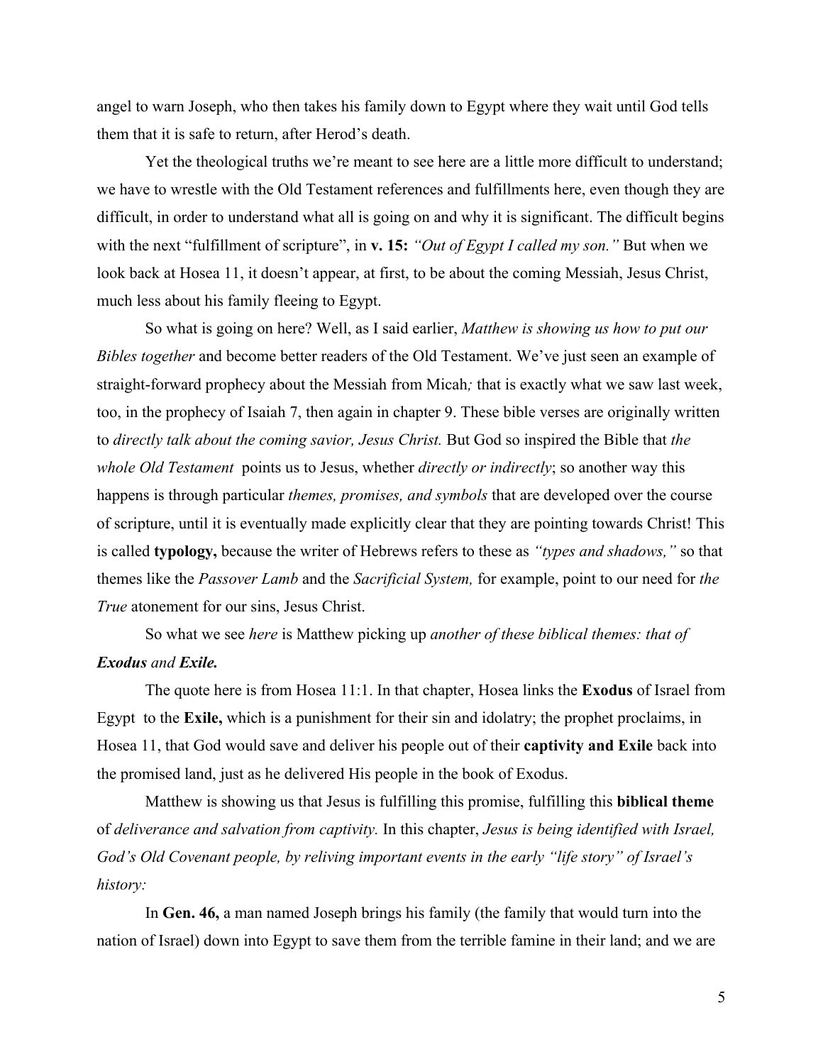angel to warn Joseph, who then takes his family down to Egypt where they wait until God tells them that it is safe to return, after Herod's death.

Yet the theological truths we're meant to see here are a little more difficult to understand; we have to wrestle with the Old Testament references and fulfillments here, even though they are difficult, in order to understand what all is going on and why it is significant. The difficult begins with the next "fulfillment of scripture", in **v. 15:** *"Out of Egypt I called my son."* But when we look back at Hosea 11, it doesn't appear, at first, to be about the coming Messiah, Jesus Christ, much less about his family fleeing to Egypt.

So what is going on here? Well, as I said earlier, *Matthew is showing us how to put our Bibles together* and become better readers of the Old Testament. We've just seen an example of straight-forward prophecy about the Messiah from Micah*;* that is exactly what we saw last week, too, in the prophecy of Isaiah 7, then again in chapter 9. These bible verses are originally written to *directly talk about the coming savior, Jesus Christ.* But God so inspired the Bible that *the whole Old Testament* points us to Jesus, whether *directly or indirectly*; so another way this happens is through particular *themes, promises, and symbols* that are developed over the course of scripture, until it is eventually made explicitly clear that they are pointing towards Christ! This is called **typology,** because the writer of Hebrews refers to these as *"types and shadows,"* so that themes like the *Passover Lamb* and the *Sacrificial System,* for example, point to our need for *the True* atonement for our sins, Jesus Christ.

So what we see *here* is Matthew picking up *another of these biblical themes: that of **Exodus** and **Exile.***

The quote here is from Hosea 11:1. In that chapter, Hosea links the **Exodus** of Israel from Egypt to the **Exile,** which is a punishment for their sin and idolatry; the prophet proclaims, in Hosea 11, that God would save and deliver his people out of their **captivity and Exile** back into the promised land, just as he delivered His people in the book of Exodus.

Matthew is showing us that Jesus is fulfilling this promise, fulfilling this **biblical theme** of *deliverance and salvation from captivity.* In this chapter, *Jesus is being identified with Israel, God's Old Covenant people, by reliving important events in the early "life story" of Israel's history:*

In **Gen. 46,** a man named Joseph brings his family (the family that would turn into the nation of Israel) down into Egypt to save them from the terrible famine in their land; and we are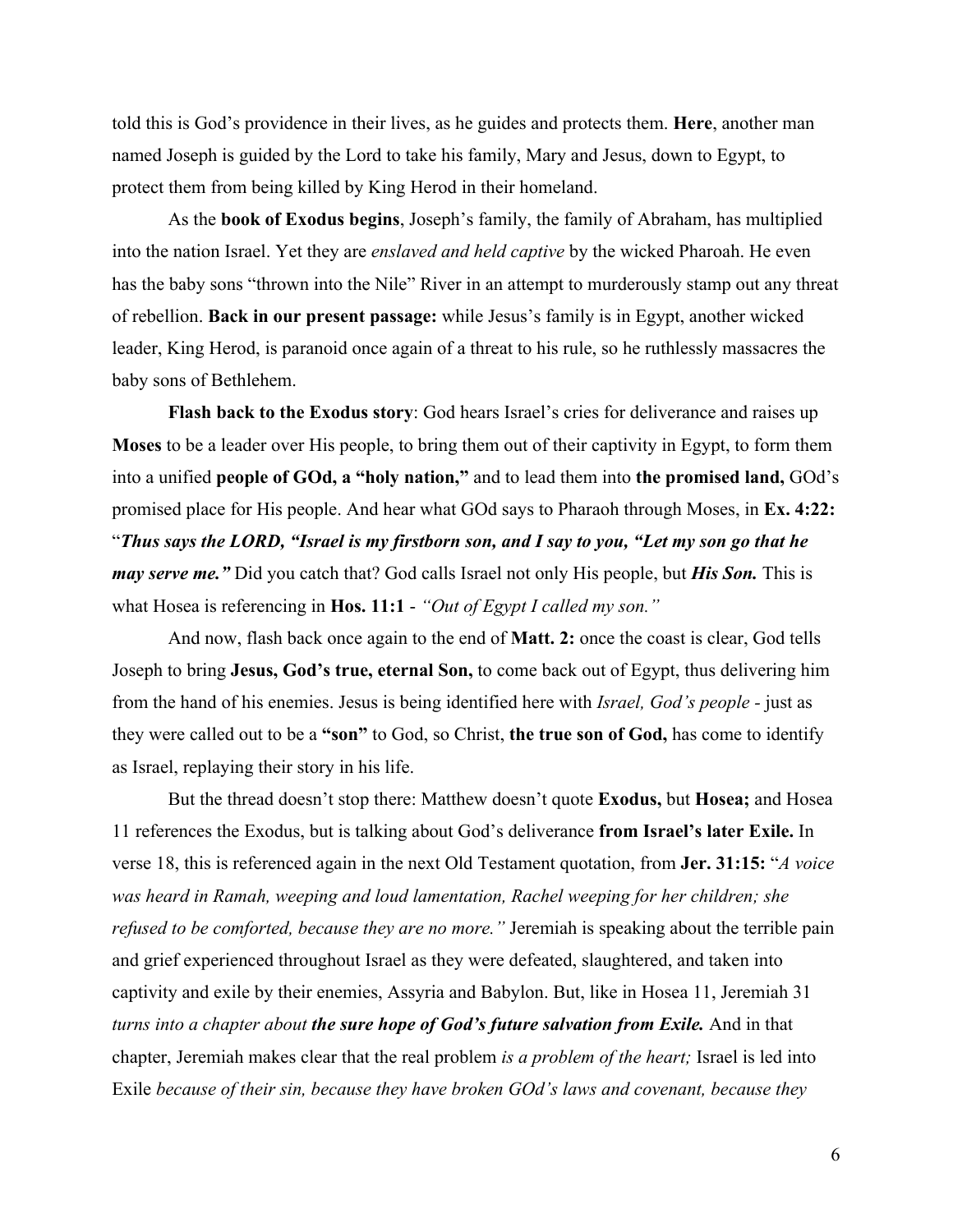told this is God's providence in their lives, as he guides and protects them. **Here**, another man named Joseph is guided by the Lord to take his family, Mary and Jesus, down to Egypt, to protect them from being killed by King Herod in their homeland.

As the **book of Exodus begins**, Joseph's family, the family of Abraham, has multiplied into the nation Israel. Yet they are *enslaved and held captive* by the wicked Pharoah. He even has the baby sons "thrown into the Nile" River in an attempt to murderously stamp out any threat of rebellion. **Back in our present passage:** while Jesus's family is in Egypt, another wicked leader, King Herod, is paranoid once again of a threat to his rule, so he ruthlessly massacres the baby sons of Bethlehem.

**Flash back to the Exodus story**: God hears Israel's cries for deliverance and raises up **Moses** to be a leader over His people, to bring them out of their captivity in Egypt, to form them into a unified **people of GOd, a "holy nation,"** and to lead them into **the promised land,** GOd's promised place for His people. And hear what GOd says to Pharaoh through Moses, in **Ex. 4:22:** "***Thus says the LORD, "Israel is my firstborn son, and I say to you, "Let my son go that he may serve me."*** Did you catch that? God calls Israel not only His people, but ***His Son.*** This is what Hosea is referencing in **Hos. 11:1** - *"Out of Egypt I called my son."*

And now, flash back once again to the end of **Matt. 2:** once the coast is clear, God tells Joseph to bring **Jesus, God's true, eternal Son,** to come back out of Egypt, thus delivering him from the hand of his enemies. Jesus is being identified here with *Israel, God's people* - just as they were called out to be a **"son"** to God, so Christ, **the true son of God,** has come to identify as Israel, replaying their story in his life.

But the thread doesn't stop there: Matthew doesn't quote **Exodus,** but **Hosea;** and Hosea 11 references the Exodus, but is talking about God's deliverance **from Israel's later Exile.** In verse 18, this is referenced again in the next Old Testament quotation, from **Jer. 31:15:** "*A voice was heard in Ramah, weeping and loud lamentation, Rachel weeping for her children; she refused to be comforted, because they are no more."* Jeremiah is speaking about the terrible pain and grief experienced throughout Israel as they were defeated, slaughtered, and taken into captivity and exile by their enemies, Assyria and Babylon. But, like in Hosea 11, Jeremiah 31 *turns into a chapter about* ***the sure hope of God's future salvation from Exile.*** And in that chapter, Jeremiah makes clear that the real problem *is a problem of the heart;* Israel is led into Exile *because of their sin, because they have broken GOd's laws and covenant, because they*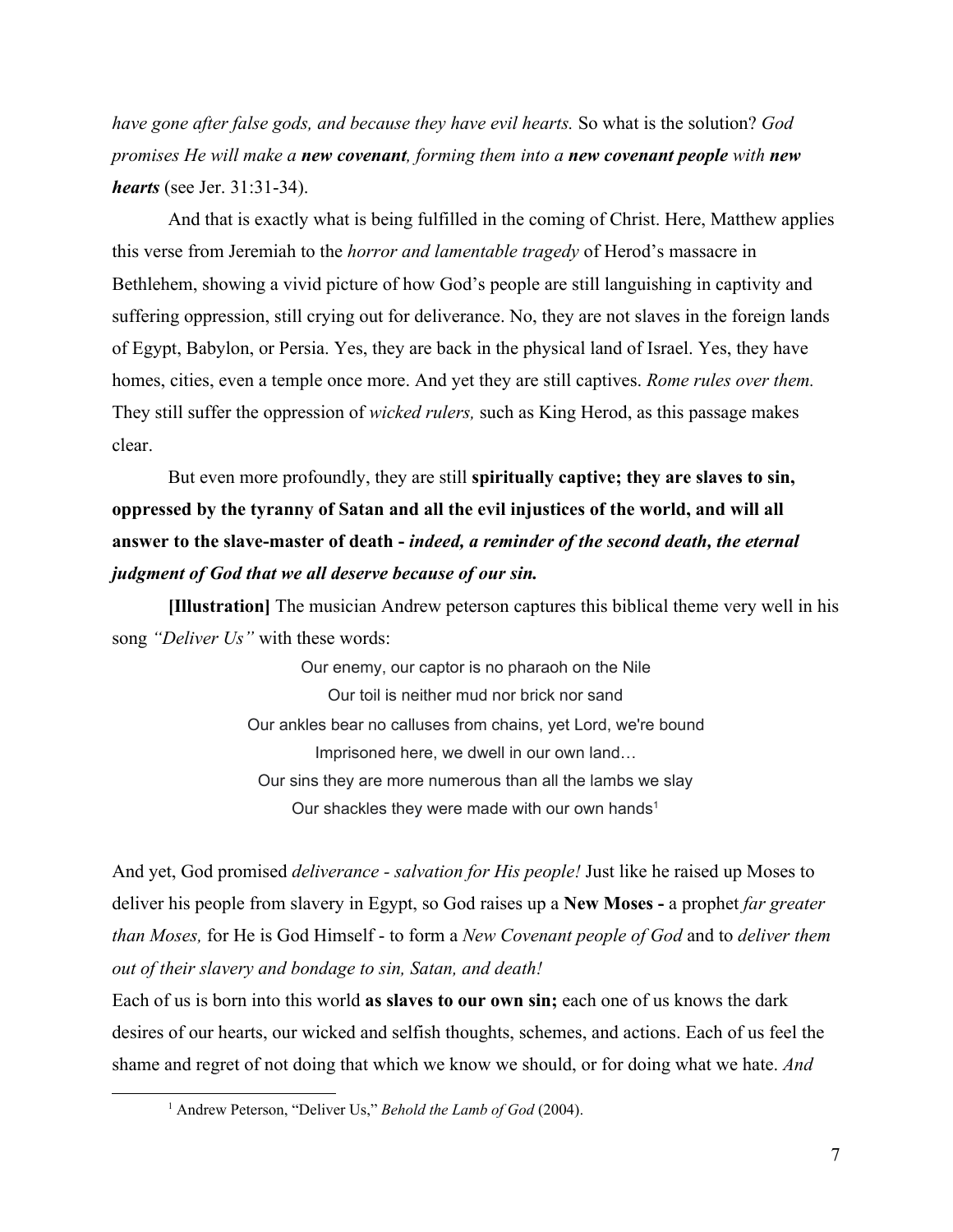*have gone after false gods, and because they have evil hearts.* So what is the solution? *God promises He will make a **new covenant**, forming them into a **new covenant people** with **new hearts*** (see Jer. 31:31-34).

And that is exactly what is being fulfilled in the coming of Christ. Here, Matthew applies this verse from Jeremiah to the *horror and lamentable tragedy* of Herod's massacre in Bethlehem, showing a vivid picture of how God's people are still languishing in captivity and suffering oppression, still crying out for deliverance. No, they are not slaves in the foreign lands of Egypt, Babylon, or Persia. Yes, they are back in the physical land of Israel. Yes, they have homes, cities, even a temple once more. And yet they are still captives. *Rome rules over them.* They still suffer the oppression of *wicked rulers,* such as King Herod, as this passage makes clear.

But even more profoundly, they are still **spiritually captive; they are slaves to sin, oppressed by the tyranny of Satan and all the evil injustices of the world, and will all answer to the slave-master of death - *indeed, a reminder of the second death, the eternal judgment of God that we all deserve because of our sin.***

**[Illustration]** The musician Andrew peterson captures this biblical theme very well in his song *"Deliver Us"* with these words:

> Our enemy, our captor is no pharaoh on the Nile
> Our toil is neither mud nor brick nor sand
> Our ankles bear no calluses from chains, yet Lord, we're bound
> Imprisoned here, we dwell in our own land…
> Our sins they are more numerous than all the lambs we slay
> Our shackles they were made with our own hands[1]

And yet, God promised *deliverance - salvation for His people!* Just like he raised up Moses to deliver his people from slavery in Egypt, so God raises up a **New Moses -** a prophet *far greater than Moses,* for He is God Himself - to form a *New Covenant people of God* and to *deliver them out of their slavery and bondage to sin, Satan, and death!*

Each of us is born into this world **as slaves to our own sin;** each one of us knows the dark desires of our hearts, our wicked and selfish thoughts, schemes, and actions. Each of us feel the shame and regret of not doing that which we know we should, or for doing what we hate. *And*

[1] Andrew Peterson, "Deliver Us," *Behold the Lamb of God* (2004).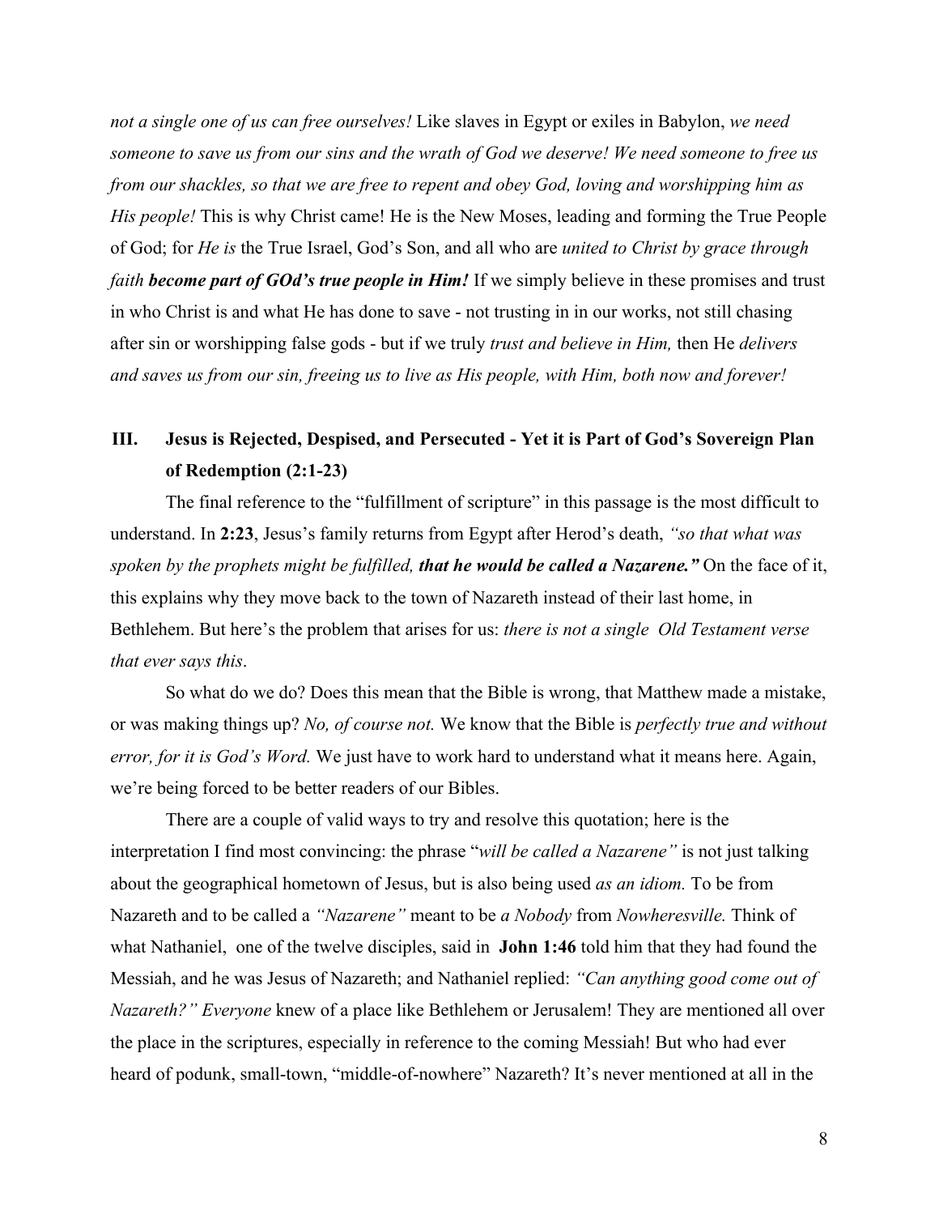*not a single one of us can free ourselves!* Like slaves in Egypt or exiles in Babylon, *we need someone to save us from our sins and the wrath of God we deserve! We need someone to free us from our shackles, so that we are free to repent and obey God, loving and worshipping him as His people!* This is why Christ came! He is the New Moses, leading and forming the True People of God; for *He is* the True Israel, God's Son, and all who are *united to Christ by grace through faith* ***become part of GOd's true people in Him!*** If we simply believe in these promises and trust in who Christ is and what He has done to save - not trusting in in our works, not still chasing after sin or worshipping false gods - but if we truly *trust and believe in Him,* then He *delivers and saves us from our sin, freeing us to live as His people, with Him, both now and forever!*

## III. Jesus is Rejected, Despised, and Persecuted - Yet it is Part of God's Sovereign Plan of Redemption (2:1-23)

The final reference to the "fulfillment of scripture" in this passage is the most difficult to understand. In **2:23**, Jesus's family returns from Egypt after Herod's death, *"so that what was spoken by the prophets might be fulfilled,* ***that he would be called a Nazarene."*** On the face of it, this explains why they move back to the town of Nazareth instead of their last home, in Bethlehem. But here's the problem that arises for us: *there is not a single Old Testament verse that ever says this*.

So what do we do? Does this mean that the Bible is wrong, that Matthew made a mistake, or was making things up? *No, of course not.* We know that the Bible is *perfectly true and without error, for it is God's Word.* We just have to work hard to understand what it means here. Again, we're being forced to be better readers of our Bibles.

There are a couple of valid ways to try and resolve this quotation; here is the interpretation I find most convincing: the phrase "*will be called a Nazarene"* is not just talking about the geographical hometown of Jesus, but is also being used *as an idiom.* To be from Nazareth and to be called a *"Nazarene"* meant to be *a Nobody* from *Nowheresville.* Think of what Nathaniel, one of the twelve disciples, said in **John 1:46** told him that they had found the Messiah, and he was Jesus of Nazareth; and Nathaniel replied: *"Can anything good come out of Nazareth?" Everyone* knew of a place like Bethlehem or Jerusalem! They are mentioned all over the place in the scriptures, especially in reference to the coming Messiah! But who had ever heard of podunk, small-town, "middle-of-nowhere" Nazareth? It's never mentioned at all in the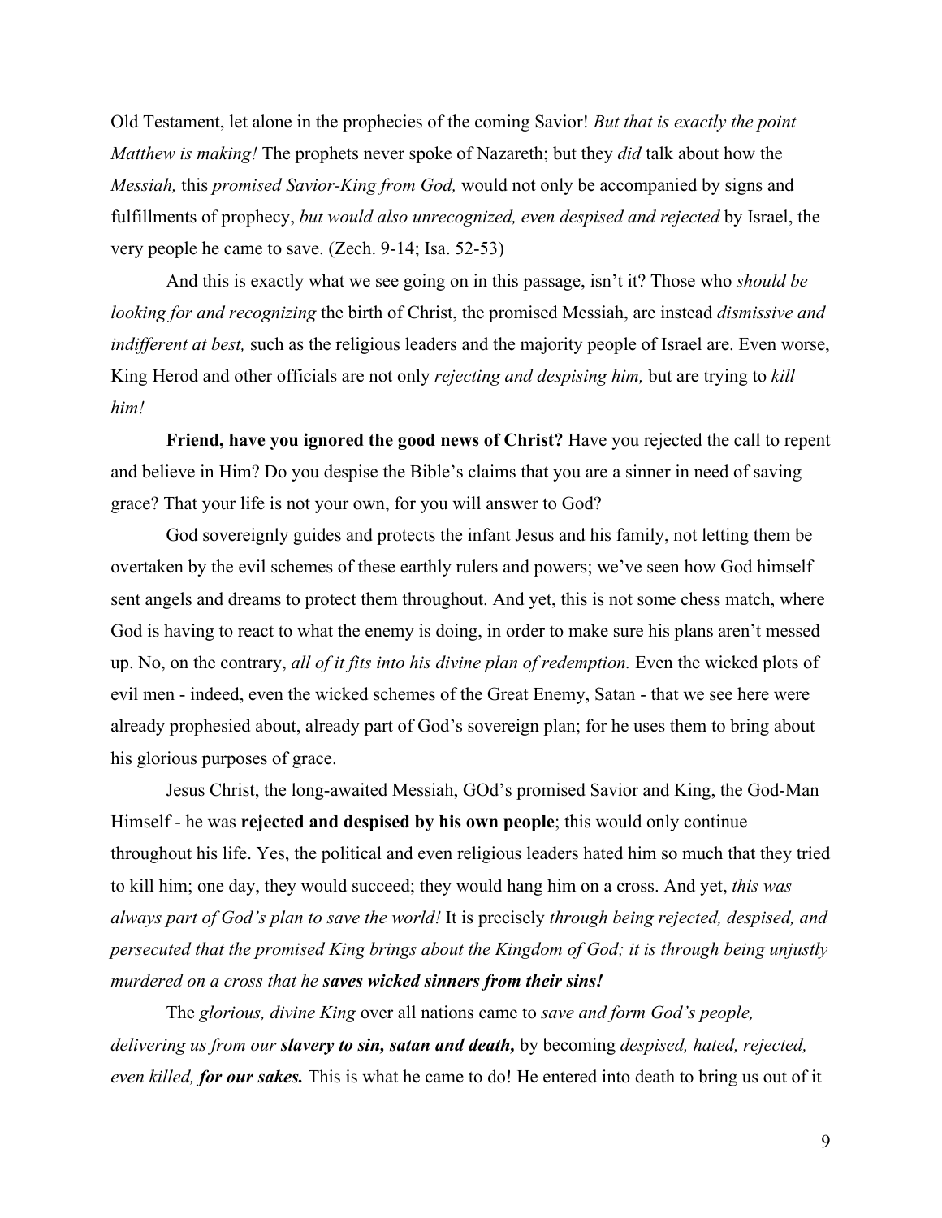Old Testament, let alone in the prophecies of the coming Savior! *But that is exactly the point Matthew is making!* The prophets never spoke of Nazareth; but they *did* talk about how the *Messiah,* this *promised Savior-King from God,* would not only be accompanied by signs and fulfillments of prophecy, *but would also unrecognized, even despised and rejected* by Israel, the very people he came to save. (Zech. 9-14; Isa. 52-53)

And this is exactly what we see going on in this passage, isn't it? Those who *should be looking for and recognizing* the birth of Christ, the promised Messiah, are instead *dismissive and indifferent at best,* such as the religious leaders and the majority people of Israel are. Even worse, King Herod and other officials are not only *rejecting and despising him,* but are trying to *kill him!*

**Friend, have you ignored the good news of Christ?** Have you rejected the call to repent and believe in Him? Do you despise the Bible's claims that you are a sinner in need of saving grace? That your life is not your own, for you will answer to God?

God sovereignly guides and protects the infant Jesus and his family, not letting them be overtaken by the evil schemes of these earthly rulers and powers; we've seen how God himself sent angels and dreams to protect them throughout. And yet, this is not some chess match, where God is having to react to what the enemy is doing, in order to make sure his plans aren't messed up. No, on the contrary, *all of it fits into his divine plan of redemption.* Even the wicked plots of evil men - indeed, even the wicked schemes of the Great Enemy, Satan - that we see here were already prophesied about, already part of God's sovereign plan; for he uses them to bring about his glorious purposes of grace.

Jesus Christ, the long-awaited Messiah, GOd's promised Savior and King, the God-Man Himself - he was **rejected and despised by his own people**; this would only continue throughout his life. Yes, the political and even religious leaders hated him so much that they tried to kill him; one day, they would succeed; they would hang him on a cross. And yet, *this was always part of God's plan to save the world!* It is precisely *through being rejected, despised, and persecuted that the promised King brings about the Kingdom of God; it is through being unjustly murdered on a cross that he* ***saves wicked sinners from their sins!***

The *glorious, divine King* over all nations came to *save and form God's people, delivering us from our* ***slavery to sin, satan and death,*** by becoming *despised, hated, rejected, even killed,* ***for our sakes.*** This is what he came to do! He entered into death to bring us out of it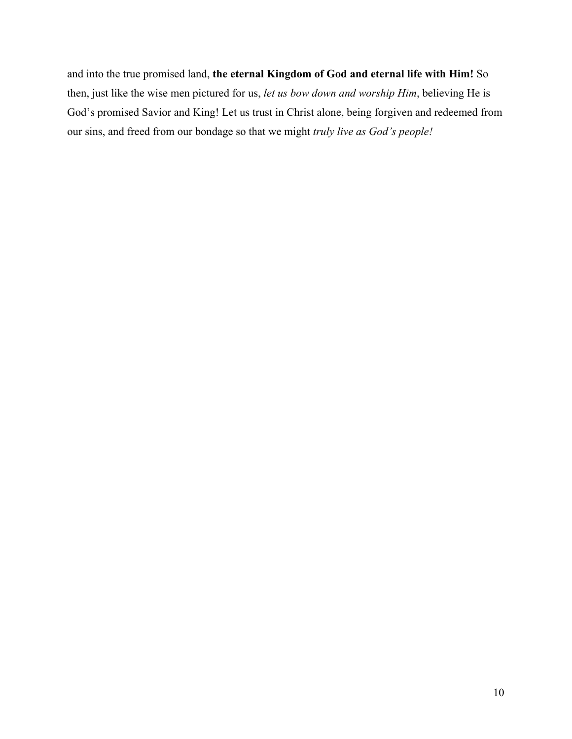and into the true promised land, **the eternal Kingdom of God and eternal life with Him!** So then, just like the wise men pictured for us, *let us bow down and worship Him*, believing He is God's promised Savior and King! Let us trust in Christ alone, being forgiven and redeemed from our sins, and freed from our bondage so that we might *truly live as God's people!*